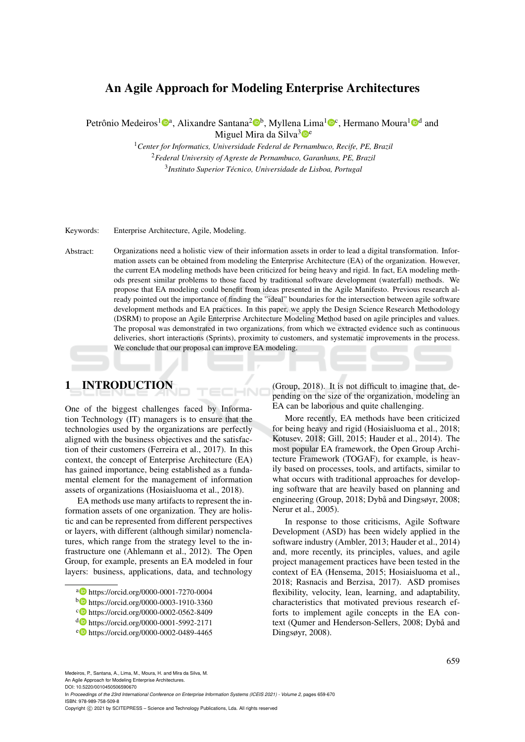# An Agile Approach for Modeling Enterprise Architectures

Petrônio Medeiros[1,a], Alixandre Santana[2,b], Myllena Lima[1,c], Hermano Moura[1,d] and Miguel Mira da Silva[3,e]

[1] *Center for Informatics, Universidade Federal de Pernambuco, Recife, PE, Brazil*
[2] *Federal University of Agreste de Pernambuco, Garanhuns, PE, Brazil*
[3] *Instituto Superior Técnico, Universidade de Lisboa, Portugal*

Keywords: Enterprise Architecture, Agile, Modeling.

Abstract: Organizations need a holistic view of their information assets in order to lead a digital transformation. Information assets can be obtained from modeling the Enterprise Architecture (EA) of the organization. However, the current EA modeling methods have been criticized for being heavy and rigid. In fact, EA modeling methods present similar problems to those faced by traditional software development (waterfall) methods. We propose that EA modeling could benefit from ideas presented in the Agile Manifesto. Previous research already pointed out the importance of finding the "ideal" boundaries for the intersection between agile software development methods and EA practices. In this paper, we apply the Design Science Research Methodology (DSRM) to propose an Agile Enterprise Architecture Modeling Method based on agile principles and values. The proposal was demonstrated in two organizations, from which we extracted evidence such as continuous deliveries, short interactions (Sprints), proximity to customers, and systematic improvements in the process. We conclude that our proposal can improve EA modeling.

## 1 INTRODUCTION

One of the biggest challenges faced by Information Technology (IT) managers is to ensure that the technologies used by the organizations are perfectly aligned with the business objectives and the satisfaction of their customers (Ferreira et al., 2017). In this context, the concept of Enterprise Architecture (EA) has gained importance, being established as a fundamental element for the management of information assets of organizations (Hosiaisluoma et al., 2018).

EA methods use many artifacts to represent the information assets of one organization. They are holistic and can be represented from different perspectives or layers, with different (although similar) nomenclatures, which range from the strategy level to the infrastructure one (Ahlemann et al., 2012). The Open Group, for example, presents an EA modeled in four layers: business, applications, data, and technology (Group, 2018). It is not difficult to imagine that, depending on the size of the organization, modeling an EA can be laborious and quite challenging.

More recently, EA methods have been criticized for being heavy and rigid (Hosiaisluoma et al., 2018; Kotusev, 2018; Gill, 2015; Hauder et al., 2014). The most popular EA framework, the Open Group Architecture Framework (TOGAF), for example, is heavily based on processes, tools, and artifacts, similar to what occurs with traditional approaches for developing software that are heavily based on planning and engineering (Group, 2018; Dybå and Dingsøyr, 2008; Nerur et al., 2005).

In response to those criticisms, Agile Software Development (ASD) has been widely applied in the software industry (Ambler, 2013; Hauder et al., 2014) and, more recently, its principles, values, and agile project management practices have been tested in the context of EA (Hensema, 2015; Hosiaisluoma et al., 2018; Rasnacis and Berzisa, 2017). ASD promises flexibility, velocity, lean, learning, and adaptability, characteristics that motivated previous research efforts to implement agile concepts in the EA context (Qumer and Henderson-Sellers, 2008; Dybå and Dingsøyr, 2008).

[a] https://orcid.org/0000-0001-7270-0004
[b] https://orcid.org/0000-0003-1910-3360
[c] https://orcid.org/0000-0002-0562-8409
[d] https://orcid.org/0000-0001-5992-2171
[e] https://orcid.org/0000-0002-0489-4465

Medeiros, P., Santana, A., Lima, M., Moura, H. and Mira da Silva, M.
An Agile Approach for Modeling Enterprise Architectures.
DOI: 10.5220/0010450506590670
In *Proceedings of the 23rd International Conference on Enterprise Information Systems (ICEIS 2021) - Volume 2*, pages 659-670
ISBN: 978-989-758-509-8
Copyright © 2021 by SCITEPRESS – Science and Technology Publications, Lda. All rights reserved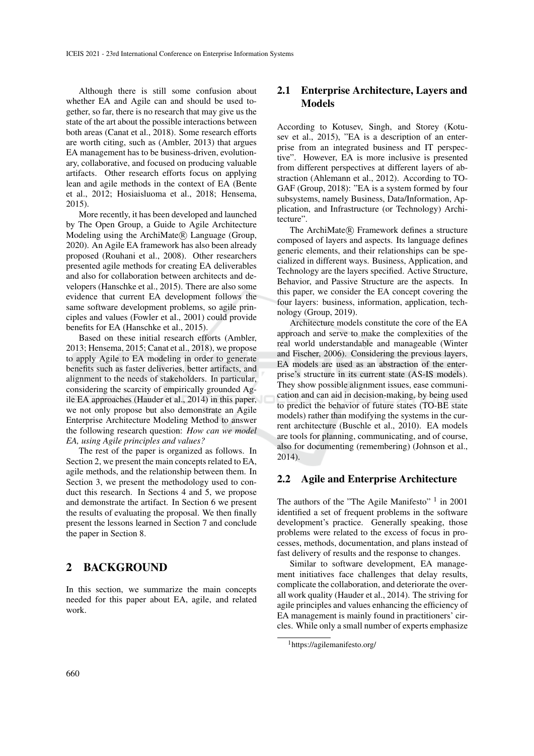Although there is still some confusion about whether EA and Agile can and should be used together, so far, there is no research that may give us the state of the art about the possible interactions between both areas (Canat et al., 2018). Some research efforts are worth citing, such as (Ambler, 2013) that argues EA management has to be business-driven, evolutionary, collaborative, and focused on producing valuable artifacts. Other research efforts focus on applying lean and agile methods in the context of EA (Bente et al., 2012; Hosiaisluoma et al., 2018; Hensema, 2015).

More recently, it has been developed and launched by The Open Group, a Guide to Agile Architecture Modeling using the ArchiMate® Language (Group, 2020). An Agile EA framework has also been already proposed (Rouhani et al., 2008). Other researchers presented agile methods for creating EA deliverables and also for collaboration between architects and developers (Hanschke et al., 2015). There are also some evidence that current EA development follows the same software development problems, so agile principles and values (Fowler et al., 2001) could provide benefits for EA (Hanschke et al., 2015).

Based on these initial research efforts (Ambler, 2013; Hensema, 2015; Canat et al., 2018), we propose to apply Agile to EA modeling in order to generate benefits such as faster deliveries, better artifacts, and alignment to the needs of stakeholders. In particular, considering the scarcity of empirically grounded Agile EA approaches (Hauder et al., 2014) in this paper, we not only propose but also demonstrate an Agile Enterprise Architecture Modeling Method to answer the following research question: *How can we model EA, using Agile principles and values?*

The rest of the paper is organized as follows. In Section 2, we present the main concepts related to EA, agile methods, and the relationship between them. In Section 3, we present the methodology used to conduct this research. In Sections 4 and 5, we propose and demonstrate the artifact. In Section 6 we present the results of evaluating the proposal. We then finally present the lessons learned in Section 7 and conclude the paper in Section 8.

# 2 BACKGROUND

In this section, we summarize the main concepts needed for this paper about EA, agile, and related work.

## 2.1 Enterprise Architecture, Layers and Models

According to Kotusev, Singh, and Storey (Kotusev et al., 2015), "EA is a description of an enterprise from an integrated business and IT perspective". However, EA is more inclusive is presented from different perspectives at different layers of abstraction (Ahlemann et al., 2012). According to TOGAF (Group, 2018): "EA is a system formed by four subsystems, namely Business, Data/Information, Application, and Infrastructure (or Technology) Architecture".

The ArchiMate® Framework defines a structure composed of layers and aspects. Its language defines generic elements, and their relationships can be specialized in different ways. Business, Application, and Technology are the layers specified. Active Structure, Behavior, and Passive Structure are the aspects. In this paper, we consider the EA concept covering the four layers: business, information, application, technology (Group, 2019).

Architecture models constitute the core of the EA approach and serve to make the complexities of the real world understandable and manageable (Winter and Fischer, 2006). Considering the previous layers, EA models are used as an abstraction of the enterprise's structure in its current state (AS-IS models). They show possible alignment issues, ease communication and can aid in decision-making, by being used to predict the behavior of future states (TO-BE state models) rather than modifying the systems in the current architecture (Buschle et al., 2010). EA models are tools for planning, communicating, and of course, also for documenting (remembering) (Johnson et al., 2014).

## 2.2 Agile and Enterprise Architecture

The authors of the "The Agile Manifesto" [1] in 2001 identified a set of frequent problems in the software development's practice. Generally speaking, those problems were related to the excess of focus in processes, methods, documentation, and plans instead of fast delivery of results and the response to changes.

Similar to software development, EA management initiatives face challenges that delay results, complicate the collaboration, and deteriorate the overall work quality (Hauder et al., 2014). The striving for agile principles and values enhancing the efficiency of EA management is mainly found in practitioners' circles. While only a small number of experts emphasize

[1] https://agilemanifesto.org/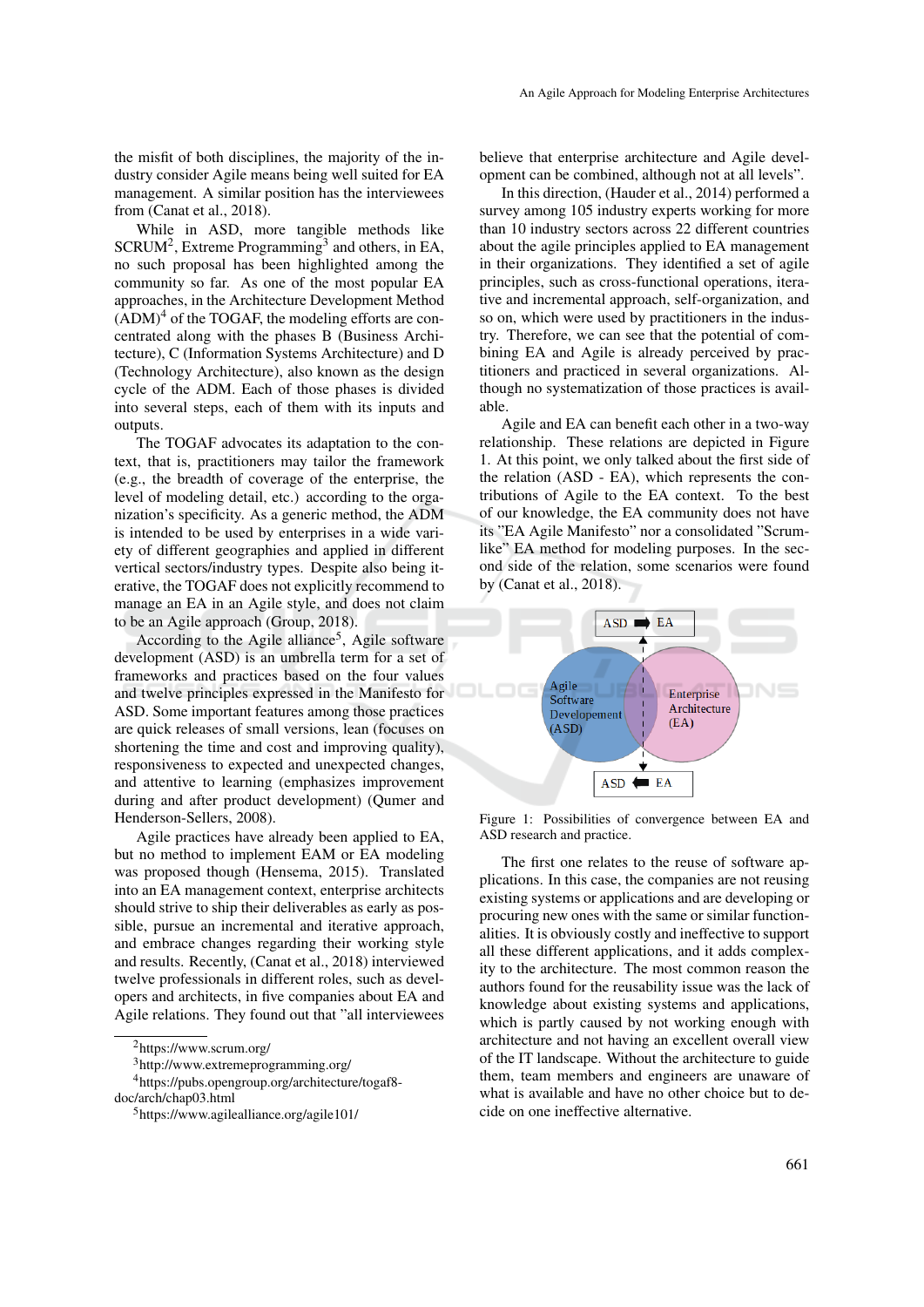the misfit of both disciplines, the majority of the industry consider Agile means being well suited for EA management. A similar position has the interviewees from (Canat et al., 2018).

While in ASD, more tangible methods like SCRUM[2], Extreme Programming[3] and others, in EA, no such proposal has been highlighted among the community so far. As one of the most popular EA approaches, in the Architecture Development Method (ADM)[4] of the TOGAF, the modeling efforts are concentrated along with the phases B (Business Architecture), C (Information Systems Architecture) and D (Technology Architecture), also known as the design cycle of the ADM. Each of those phases is divided into several steps, each of them with its inputs and outputs.

The TOGAF advocates its adaptation to the context, that is, practitioners may tailor the framework (e.g., the breadth of coverage of the enterprise, the level of modeling detail, etc.) according to the organization's specificity. As a generic method, the ADM is intended to be used by enterprises in a wide variety of different geographies and applied in different vertical sectors/industry types. Despite also being iterative, the TOGAF does not explicitly recommend to manage an EA in an Agile style, and does not claim to be an Agile approach (Group, 2018).

According to the Agile alliance[5], Agile software development (ASD) is an umbrella term for a set of frameworks and practices based on the four values and twelve principles expressed in the Manifesto for ASD. Some important features among those practices are quick releases of small versions, lean (focuses on shortening the time and cost and improving quality), responsiveness to expected and unexpected changes, and attentive to learning (emphasizes improvement during and after product development) (Qumer and Henderson-Sellers, 2008).

Agile practices have already been applied to EA, but no method to implement EAM or EA modeling was proposed though (Hensema, 2015). Translated into an EA management context, enterprise architects should strive to ship their deliverables as early as possible, pursue an incremental and iterative approach, and embrace changes regarding their working style and results. Recently, (Canat et al., 2018) interviewed twelve professionals in different roles, such as developers and architects, in five companies about EA and Agile relations. They found out that "all interviewees believe that enterprise architecture and Agile development can be combined, although not at all levels".

In this direction, (Hauder et al., 2014) performed a survey among 105 industry experts working for more than 10 industry sectors across 22 different countries about the agile principles applied to EA management in their organizations. They identified a set of agile principles, such as cross-functional operations, iterative and incremental approach, self-organization, and so on, which were used by practitioners in the industry. Therefore, we can see that the potential of combining EA and Agile is already perceived by practitioners and practiced in several organizations. Although no systematization of those practices is available.

Agile and EA can benefit each other in a two-way relationship. These relations are depicted in Figure 1. At this point, we only talked about the first side of the relation (ASD - EA), which represents the contributions of Agile to the EA context. To the best of our knowledge, the EA community does not have its "EA Agile Manifesto" nor a consolidated "Scrum-like" EA method for modeling purposes. In the second side of the relation, some scenarios were found by (Canat et al., 2018).

Figure 1: Possibilities of convergence between EA and ASD research and practice.

The first one relates to the reuse of software applications. In this case, the companies are not reusing existing systems or applications and are developing or procuring new ones with the same or similar functionalities. It is obviously costly and ineffective to support all these different applications, and it adds complexity to the architecture. The most common reason the authors found for the reusability issue was the lack of knowledge about existing systems and applications, which is partly caused by not working enough with architecture and not having an excellent overall view of the IT landscape. Without the architecture to guide them, team members and engineers are unaware of what is available and have no other choice but to decide on one ineffective alternative.

[2] https://www.scrum.org/

[3] http://www.extremeprogramming.org/

[4] https://pubs.opengroup.org/architecture/togaf8-doc/arch/chap03.html

[5] https://www.agilealliance.org/agile101/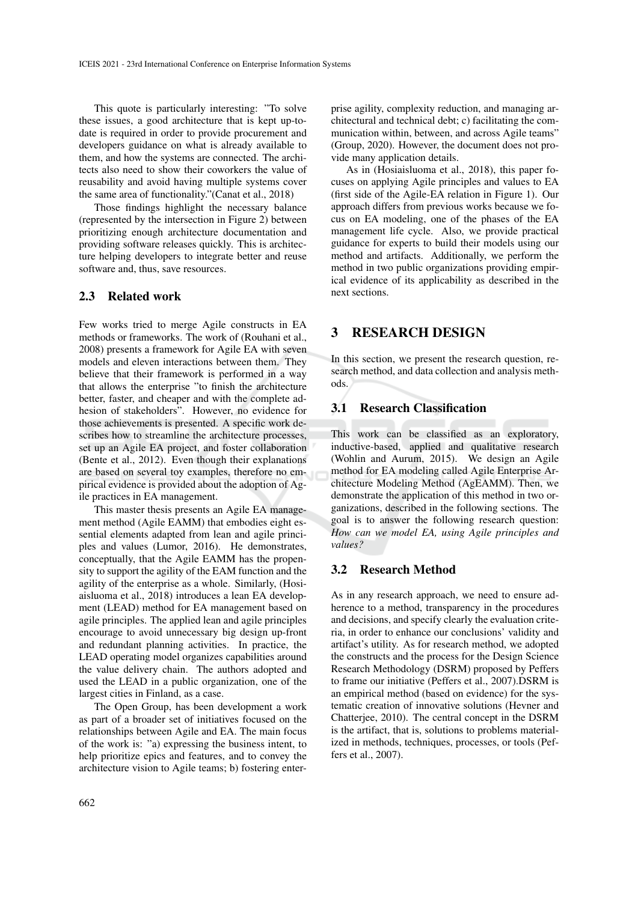This quote is particularly interesting: "To solve these issues, a good architecture that is kept up-to-date is required in order to provide procurement and developers guidance on what is already available to them, and how the systems are connected. The architects also need to show their coworkers the value of reusability and avoid having multiple systems cover the same area of functionality."(Canat et al., 2018)

Those findings highlight the necessary balance (represented by the intersection in Figure 2) between prioritizing enough architecture documentation and providing software releases quickly. This is architecture helping developers to integrate better and reuse software and, thus, save resources.

### 2.3 Related work

Few works tried to merge Agile constructs in EA methods or frameworks. The work of (Rouhani et al., 2008) presents a framework for Agile EA with seven models and eleven interactions between them. They believe that their framework is performed in a way that allows the enterprise "to finish the architecture better, faster, and cheaper and with the complete adhesion of stakeholders". However, no evidence for those achievements is presented. A specific work describes how to streamline the architecture processes, set up an Agile EA project, and foster collaboration (Bente et al., 2012). Even though their explanations are based on several toy examples, therefore no empirical evidence is provided about the adoption of Agile practices in EA management.

This master thesis presents an Agile EA management method (Agile EAMM) that embodies eight essential elements adapted from lean and agile principles and values (Lumor, 2016). He demonstrates, conceptually, that the Agile EAMM has the propensity to support the agility of the EAM function and the agility of the enterprise as a whole. Similarly, (Hosiaisluoma et al., 2018) introduces a lean EA development (LEAD) method for EA management based on agile principles. The applied lean and agile principles encourage to avoid unnecessary big design up-front and redundant planning activities. In practice, the LEAD operating model organizes capabilities around the value delivery chain. The authors adopted and used the LEAD in a public organization, one of the largest cities in Finland, as a case.

The Open Group, has been development a work as part of a broader set of initiatives focused on the relationships between Agile and EA. The main focus of the work is: "a) expressing the business intent, to help prioritize epics and features, and to convey the architecture vision to Agile teams; b) fostering enterprise agility, complexity reduction, and managing architectural and technical debt; c) facilitating the communication within, between, and across Agile teams" (Group, 2020). However, the document does not provide many application details.

As in (Hosiaisluoma et al., 2018), this paper focuses on applying Agile principles and values to EA (first side of the Agile-EA relation in Figure 1). Our approach differs from previous works because we focus on EA modeling, one of the phases of the EA management life cycle. Also, we provide practical guidance for experts to build their models using our method and artifacts. Additionally, we perform the method in two public organizations providing empirical evidence of its applicability as described in the next sections.

## 3 RESEARCH DESIGN

In this section, we present the research question, research method, and data collection and analysis methods.

### 3.1 Research Classification

This work can be classified as an exploratory, inductive-based, applied and qualitative research (Wohlin and Aurum, 2015). We design an Agile method for EA modeling called Agile Enterprise Architecture Modeling Method (AgEAMM). Then, we demonstrate the application of this method in two organizations, described in the following sections. The goal is to answer the following research question: *How can we model EA, using Agile principles and values?*

### 3.2 Research Method

As in any research approach, we need to ensure adherence to a method, transparency in the procedures and decisions, and specify clearly the evaluation criteria, in order to enhance our conclusions' validity and artifact's utility. As for research method, we adopted the constructs and the process for the Design Science Research Methodology (DSRM) proposed by Peffers to frame our initiative (Peffers et al., 2007).DSRM is an empirical method (based on evidence) for the systematic creation of innovative solutions (Hevner and Chatterjee, 2010). The central concept in the DSRM is the artifact, that is, solutions to problems materialized in methods, techniques, processes, or tools (Peffers et al., 2007).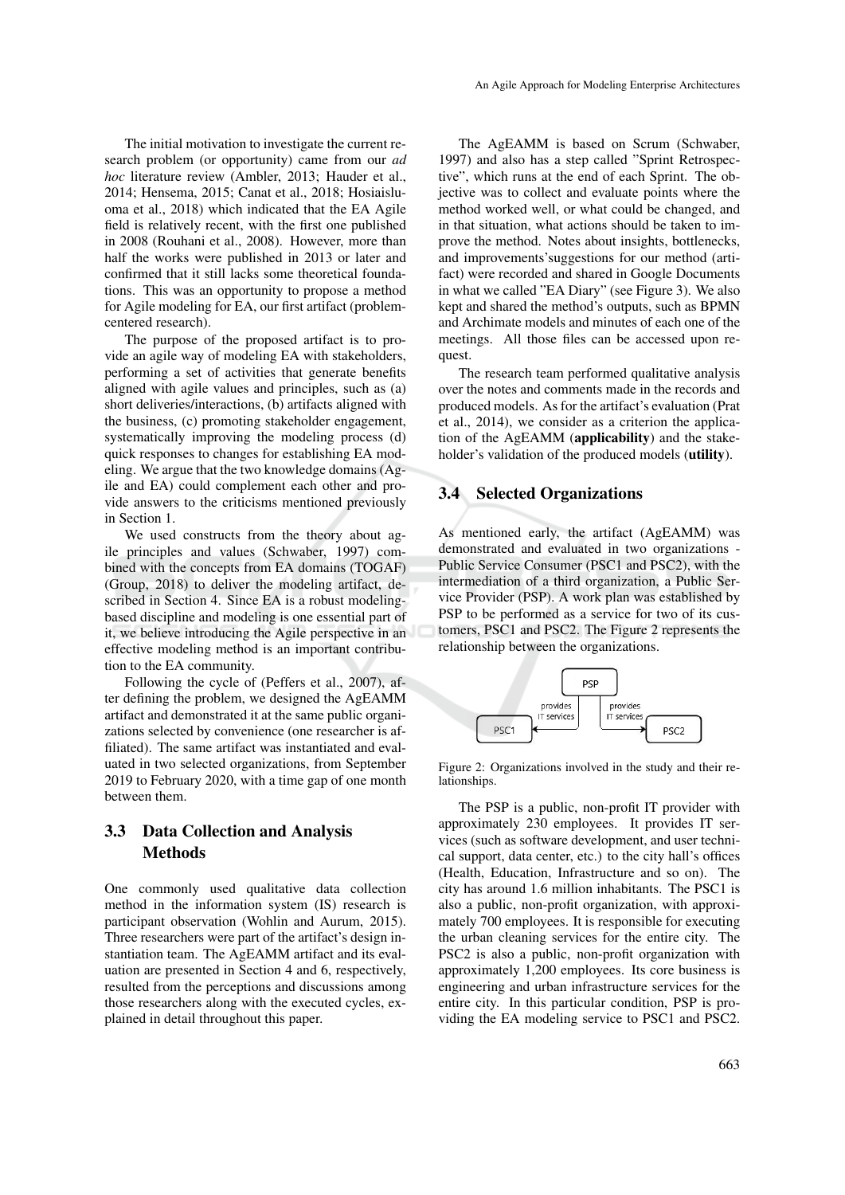The initial motivation to investigate the current research problem (or opportunity) came from our *ad hoc* literature review (Ambler, 2013; Hauder et al., 2014; Hensema, 2015; Canat et al., 2018; Hosiaisluoma et al., 2018) which indicated that the EA Agile field is relatively recent, with the first one published in 2008 (Rouhani et al., 2008). However, more than half the works were published in 2013 or later and confirmed that it still lacks some theoretical foundations. This was an opportunity to propose a method for Agile modeling for EA, our first artifact (problem-centered research).

The purpose of the proposed artifact is to provide an agile way of modeling EA with stakeholders, performing a set of activities that generate benefits aligned with agile values and principles, such as (a) short deliveries/interactions, (b) artifacts aligned with the business, (c) promoting stakeholder engagement, systematically improving the modeling process (d) quick responses to changes for establishing EA modeling. We argue that the two knowledge domains (Agile and EA) could complement each other and provide answers to the criticisms mentioned previously in Section 1.

We used constructs from the theory about agile principles and values (Schwaber, 1997) combined with the concepts from EA domains (TOGAF) (Group, 2018) to deliver the modeling artifact, described in Section 4. Since EA is a robust modeling-based discipline and modeling is one essential part of it, we believe introducing the Agile perspective in an effective modeling method is an important contribution to the EA community.

Following the cycle of (Peffers et al., 2007), after defining the problem, we designed the AgEAMM artifact and demonstrated it at the same public organizations selected by convenience (one researcher is affiliated). The same artifact was instantiated and evaluated in two selected organizations, from September 2019 to February 2020, with a time gap of one month between them.

### 3.3 Data Collection and Analysis Methods

One commonly used qualitative data collection method in the information system (IS) research is participant observation (Wohlin and Aurum, 2015). Three researchers were part of the artifact's design instantiation team. The AgEAMM artifact and its evaluation are presented in Section 4 and 6, respectively, resulted from the perceptions and discussions among those researchers along with the executed cycles, explained in detail throughout this paper.

The AgEAMM is based on Scrum (Schwaber, 1997) and also has a step called "Sprint Retrospective", which runs at the end of each Sprint. The objective was to collect and evaluate points where the method worked well, or what could be changed, and in that situation, what actions should be taken to improve the method. Notes about insights, bottlenecks, and improvements'suggestions for our method (artifact) were recorded and shared in Google Documents in what we called "EA Diary" (see Figure 3). We also kept and shared the method's outputs, such as BPMN and Archimate models and minutes of each one of the meetings. All those files can be accessed upon request.

The research team performed qualitative analysis over the notes and comments made in the records and produced models. As for the artifact's evaluation (Prat et al., 2014), we consider as a criterion the application of the AgEAMM (**applicability**) and the stakeholder's validation of the produced models (**utility**).

### 3.4 Selected Organizations

As mentioned early, the artifact (AgEAMM) was demonstrated and evaluated in two organizations - Public Service Consumer (PSC1 and PSC2), with the intermediation of a third organization, a Public Service Provider (PSP). A work plan was established by PSP to be performed as a service for two of its customers, PSC1 and PSC2. The Figure 2 represents the relationship between the organizations.

PSP
provides IT services → PSC1
provides IT services → PSC2

Figure 2: Organizations involved in the study and their relationships.

The PSP is a public, non-profit IT provider with approximately 230 employees. It provides IT services (such as software development, and user technical support, data center, etc.) to the city hall's offices (Health, Education, Infrastructure and so on). The city has around 1.6 million inhabitants. The PSC1 is also a public, non-profit organization, with approximately 700 employees. It is responsible for executing the urban cleaning services for the entire city. The PSC2 is also a public, non-profit organization with approximately 1,200 employees. Its core business is engineering and urban infrastructure services for the entire city. In this particular condition, PSP is providing the EA modeling service to PSC1 and PSC2.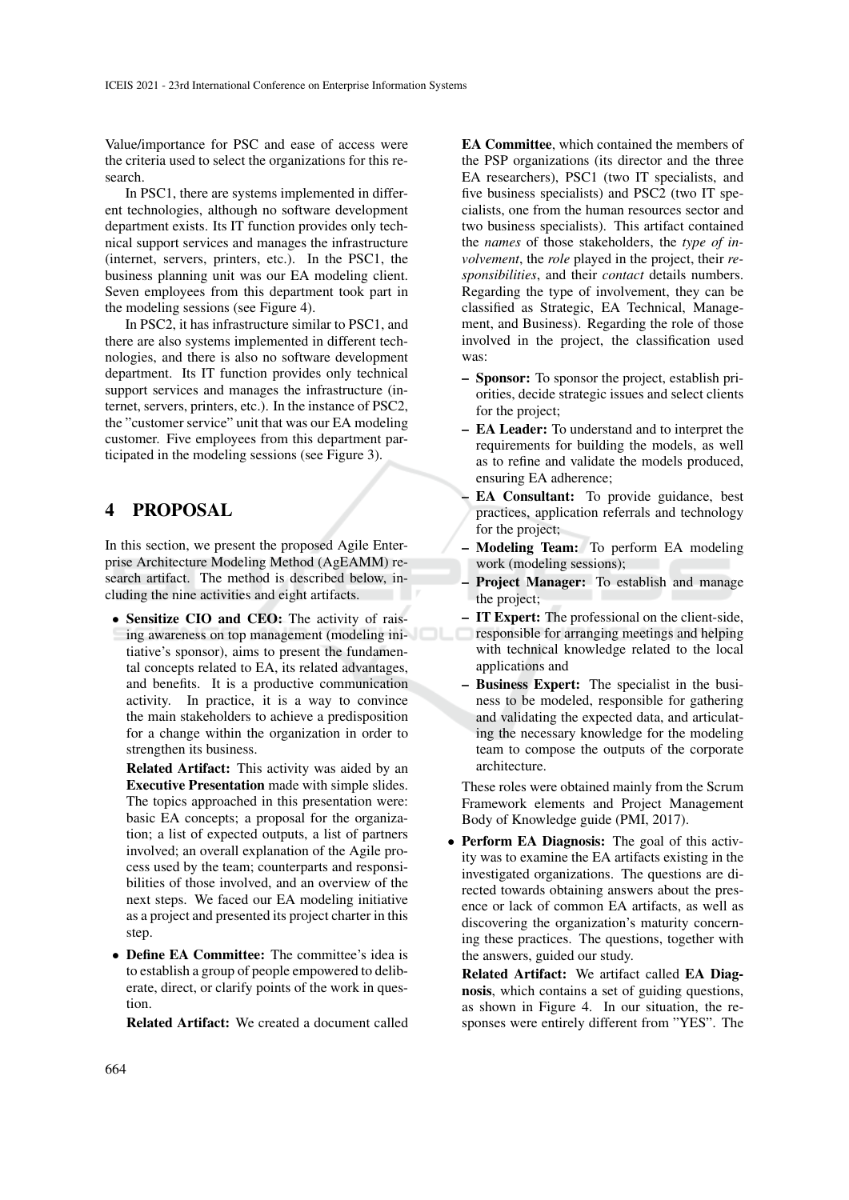Value/importance for PSC and ease of access were the criteria used to select the organizations for this research.

In PSC1, there are systems implemented in different technologies, although no software development department exists. Its IT function provides only technical support services and manages the infrastructure (internet, servers, printers, etc.). In the PSC1, the business planning unit was our EA modeling client. Seven employees from this department took part in the modeling sessions (see Figure 4).

In PSC2, it has infrastructure similar to PSC1, and there are also systems implemented in different technologies, and there is also no software development department. Its IT function provides only technical support services and manages the infrastructure (internet, servers, printers, etc.). In the instance of PSC2, the "customer service" unit that was our EA modeling customer. Five employees from this department participated in the modeling sessions (see Figure 3).

## 4 PROPOSAL

In this section, we present the proposed Agile Enterprise Architecture Modeling Method (AgEAMM) research artifact. The method is described below, including the nine activities and eight artifacts.

- **Sensitize CIO and CEO:** The activity of raising awareness on top management (modeling initiative's sponsor), aims to present the fundamental concepts related to EA, its related advantages, and benefits. It is a productive communication activity. In practice, it is a way to convince the main stakeholders to achieve a predisposition for a change within the organization in order to strengthen its business.

  **Related Artifact:** This activity was aided by an **Executive Presentation** made with simple slides. The topics approached in this presentation were: basic EA concepts; a proposal for the organization; a list of expected outputs, a list of partners involved; an overall explanation of the Agile process used by the team; counterparts and responsibilities of those involved, and an overview of the next steps. We faced our EA modeling initiative as a project and presented its project charter in this step.

- **Define EA Committee:** The committee's idea is to establish a group of people empowered to deliberate, direct, or clarify points of the work in question.

  **Related Artifact:** We created a document called **EA Committee**, which contained the members of the PSP organizations (its director and the three EA researchers), PSC1 (two IT specialists, and five business specialists) and PSC2 (two IT specialists, one from the human resources sector and two business specialists). This artifact contained the *names* of those stakeholders, the *type of involvement*, the *role* played in the project, their *responsibilities*, and their *contact* details numbers. Regarding the type of involvement, they can be classified as Strategic, EA Technical, Management, and Business). Regarding the role of those involved in the project, the classification used was:

  - **Sponsor:** To sponsor the project, establish priorities, decide strategic issues and select clients for the project;
  - **EA Leader:** To understand and to interpret the requirements for building the models, as well as to refine and validate the models produced, ensuring EA adherence;
  - **EA Consultant:** To provide guidance, best practices, application referrals and technology for the project;
  - **Modeling Team:** To perform EA modeling work (modeling sessions);
  - **Project Manager:** To establish and manage the project;
  - **IT Expert:** The professional on the client-side, responsible for arranging meetings and helping with technical knowledge related to the local applications and
  - **Business Expert:** The specialist in the business to be modeled, responsible for gathering and validating the expected data, and articulating the necessary knowledge for the modeling team to compose the outputs of the corporate architecture.

  These roles were obtained mainly from the Scrum Framework elements and Project Management Body of Knowledge guide (PMI, 2017).

- **Perform EA Diagnosis:** The goal of this activity was to examine the EA artifacts existing in the investigated organizations. The questions are directed towards obtaining answers about the presence or lack of common EA artifacts, as well as discovering the organization's maturity concerning these practices. The questions, together with the answers, guided our study.

  **Related Artifact:** We artifact called **EA Diagnosis**, which contains a set of guiding questions, as shown in Figure 4. In our situation, the responses were entirely different from "YES". The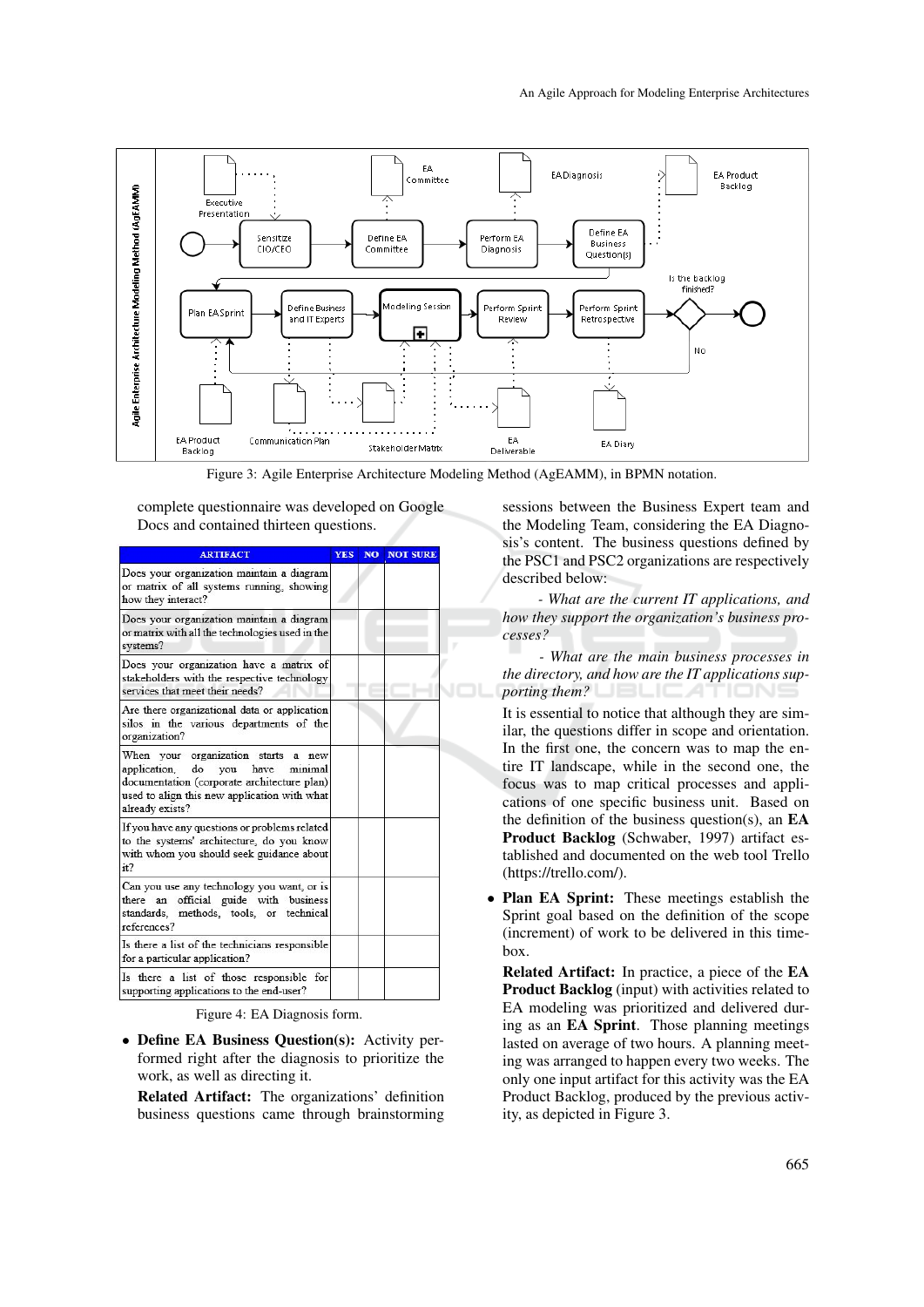Figure 3: Agile Enterprise Architecture Modeling Method (AgEAMM), in BPMN notation.

complete questionnaire was developed on Google Docs and contained thirteen questions.

| ARTIFACT | YES | NO | NOT SURE |
|---|---|---|---|
| Does your organization maintain a diagram or matrix of all systems running, showing how they interact? | | | |
| Does your organization maintain a diagram or matrix with all the technologies used in the systems? | | | |
| Does your organization have a matrix of stakeholders with the respective technology services that meet their needs? | | | |
| Are there organizational data or application silos in the various departments of the organization? | | | |
| When your organization starts a new application, do you have minimal documentation (corporate architecture plan) used to align this new application with what already exists? | | | |
| If you have any questions or problems related to the systems' architecture, do you know with whom you should seek guidance about it? | | | |
| Can you use any technology you want, or is there an official guide with business standards, methods, tools, or technical references? | | | |
| Is there a list of the technicians responsible for a particular application? | | | |
| Is there a list of those responsible for supporting applications to the end-user? | | | |

Figure 4: EA Diagnosis form.

- **Define EA Business Question(s):** Activity performed right after the diagnosis to prioritize the work, as well as directing it.

  **Related Artifact:** The organizations' definition business questions came through brainstorming sessions between the Business Expert team and the Modeling Team, considering the EA Diagnosis's content. The business questions defined by the PSC1 and PSC2 organizations are respectively described below:

  *- What are the current IT applications, and how they support the organization's business processes?*

  *- What are the main business processes in the directory, and how are the IT applications supporting them?*

  It is essential to notice that although they are similar, the questions differ in scope and orientation. In the first one, the concern was to map the entire IT landscape, while in the second one, the focus was to map critical processes and applications of one specific business unit. Based on the definition of the business question(s), an **EA Product Backlog** (Schwaber, 1997) artifact established and documented on the web tool Trello (https://trello.com/).

- **Plan EA Sprint:** These meetings establish the Sprint goal based on the definition of the scope (increment) of work to be delivered in this timebox.

  **Related Artifact:** In practice, a piece of the **EA Product Backlog** (input) with activities related to EA modeling was prioritized and delivered during as an **EA Sprint**. Those planning meetings lasted on average of two hours. A planning meeting was arranged to happen every two weeks. The only one input artifact for this activity was the EA Product Backlog, produced by the previous activity, as depicted in Figure 3.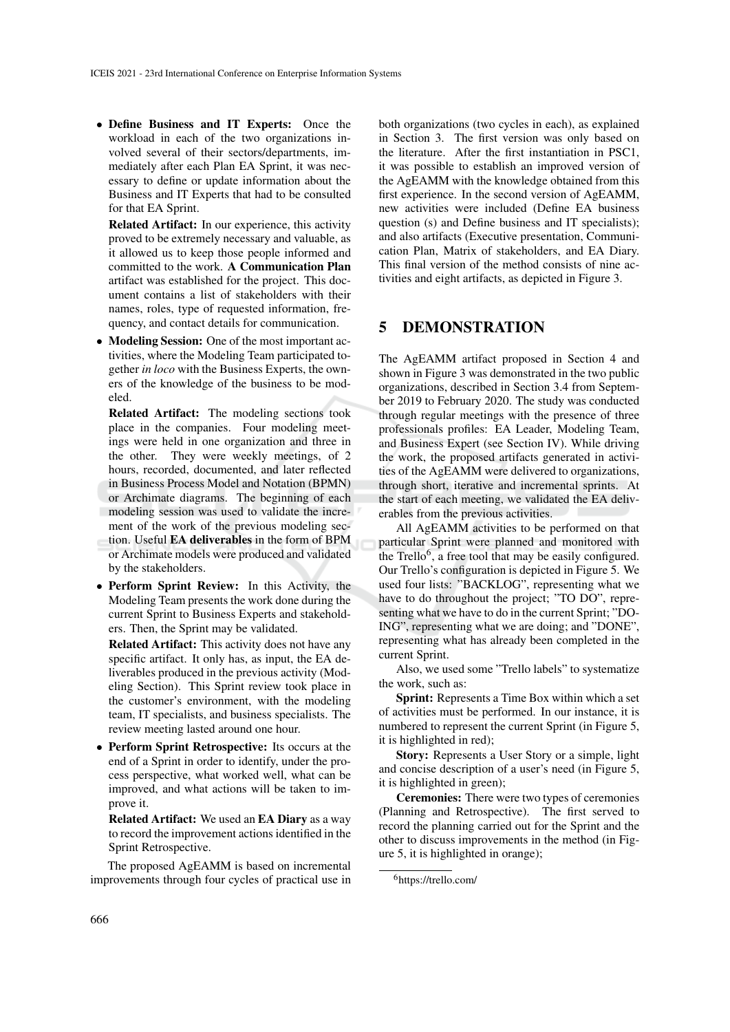- **Define Business and IT Experts:** Once the workload in each of the two organizations involved several of their sectors/departments, immediately after each Plan EA Sprint, it was necessary to define or update information about the Business and IT Experts that had to be consulted for that EA Sprint.

  **Related Artifact:** In our experience, this activity proved to be extremely necessary and valuable, as it allowed us to keep those people informed and committed to the work. **A Communication Plan** artifact was established for the project. This document contains a list of stakeholders with their names, roles, type of requested information, frequency, and contact details for communication.

- **Modeling Session:** One of the most important activities, where the Modeling Team participated together *in loco* with the Business Experts, the owners of the knowledge of the business to be modeled.

  **Related Artifact:** The modeling sections took place in the companies. Four modeling meetings were held in one organization and three in the other. They were weekly meetings, of 2 hours, recorded, documented, and later reflected in Business Process Model and Notation (BPMN) or Archimate diagrams. The beginning of each modeling session was used to validate the increment of the work of the previous modeling section. Useful **EA deliverables** in the form of BPM or Archimate models were produced and validated by the stakeholders.

- **Perform Sprint Review:** In this Activity, the Modeling Team presents the work done during the current Sprint to Business Experts and stakeholders. Then, the Sprint may be validated.

  **Related Artifact:** This activity does not have any specific artifact. It only has, as input, the EA deliverables produced in the previous activity (Modeling Section). This Sprint review took place in the customer's environment, with the modeling team, IT specialists, and business specialists. The review meeting lasted around one hour.

- **Perform Sprint Retrospective:** Its occurs at the end of a Sprint in order to identify, under the process perspective, what worked well, what can be improved, and what actions will be taken to improve it.

  **Related Artifact:** We used an **EA Diary** as a way to record the improvement actions identified in the Sprint Retrospective.

The proposed AgEAMM is based on incremental improvements through four cycles of practical use in both organizations (two cycles in each), as explained in Section 3. The first version was only based on the literature. After the first instantiation in PSC1, it was possible to establish an improved version of the AgEAMM with the knowledge obtained from this first experience. In the second version of AgEAMM, new activities were included (Define EA business question (s) and Define business and IT specialists); and also artifacts (Executive presentation, Communication Plan, Matrix of stakeholders, and EA Diary. This final version of the method consists of nine activities and eight artifacts, as depicted in Figure 3.

## 5 DEMONSTRATION

The AgEAMM artifact proposed in Section 4 and shown in Figure 3 was demonstrated in the two public organizations, described in Section 3.4 from September 2019 to February 2020. The study was conducted through regular meetings with the presence of three professionals profiles: EA Leader, Modeling Team, and Business Expert (see Section IV). While driving the work, the proposed artifacts generated in activities of the AgEAMM were delivered to organizations, through short, iterative and incremental sprints. At the start of each meeting, we validated the EA deliverables from the previous activities.

All AgEAMM activities to be performed on that particular Sprint were planned and monitored with the Trello[6], a free tool that may be easily configured. Our Trello's configuration is depicted in Figure 5. We used four lists: "BACKLOG", representing what we have to do throughout the project; "TO DO", representing what we have to do in the current Sprint; "DOING", representing what we are doing; and "DONE", representing what has already been completed in the current Sprint.

Also, we used some "Trello labels" to systematize the work, such as:

**Sprint:** Represents a Time Box within which a set of activities must be performed. In our instance, it is numbered to represent the current Sprint (in Figure 5, it is highlighted in red);

**Story:** Represents a User Story or a simple, light and concise description of a user's need (in Figure 5, it is highlighted in green);

**Ceremonies:** There were two types of ceremonies (Planning and Retrospective). The first served to record the planning carried out for the Sprint and the other to discuss improvements in the method (in Figure 5, it is highlighted in orange);

[6] https://trello.com/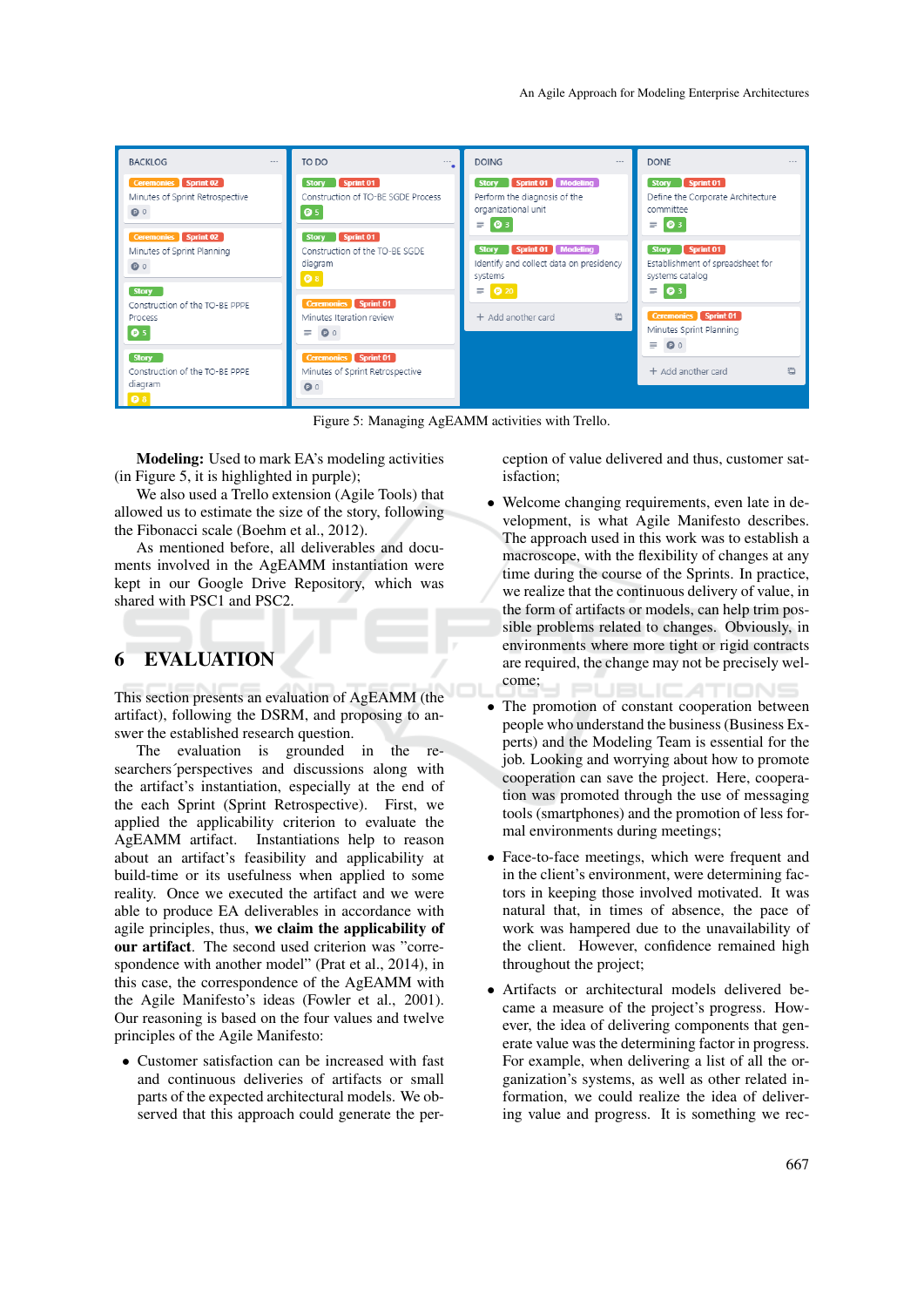Figure 5: Managing AgEAMM activities with Trello.

**Modeling:** Used to mark EA's modeling activities (in Figure 5, it is highlighted in purple);

We also used a Trello extension (Agile Tools) that allowed us to estimate the size of the story, following the Fibonacci scale (Boehm et al., 2012).

As mentioned before, all deliverables and documents involved in the AgEAMM instantiation were kept in our Google Drive Repository, which was shared with PSC1 and PSC2.

## 6 EVALUATION

This section presents an evaluation of AgEAMM (the artifact), following the DSRM, and proposing to answer the established research question.

The evaluation is grounded in the researchers´perspectives and discussions along with the artifact's instantiation, especially at the end of the each Sprint (Sprint Retrospective). First, we applied the applicability criterion to evaluate the AgEAMM artifact. Instantiations help to reason about an artifact's feasibility and applicability at build-time or its usefulness when applied to some reality. Once we executed the artifact and we were able to produce EA deliverables in accordance with agile principles, thus, **we claim the applicability of our artifact**. The second used criterion was "correspondence with another model" (Prat et al., 2014), in this case, the correspondence of the AgEAMM with the Agile Manifesto's ideas (Fowler et al., 2001). Our reasoning is based on the four values and twelve principles of the Agile Manifesto:

- Customer satisfaction can be increased with fast and continuous deliveries of artifacts or small parts of the expected architectural models. We observed that this approach could generate the perception of value delivered and thus, customer satisfaction;
- Welcome changing requirements, even late in development, is what Agile Manifesto describes. The approach used in this work was to establish a macroscope, with the flexibility of changes at any time during the course of the Sprints. In practice, we realize that the continuous delivery of value, in the form of artifacts or models, can help trim possible problems related to changes. Obviously, in environments where more tight or rigid contracts are required, the change may not be precisely welcome;
- The promotion of constant cooperation between people who understand the business (Business Experts) and the Modeling Team is essential for the job. Looking and worrying about how to promote cooperation can save the project. Here, cooperation was promoted through the use of messaging tools (smartphones) and the promotion of less formal environments during meetings;
- Face-to-face meetings, which were frequent and in the client's environment, were determining factors in keeping those involved motivated. It was natural that, in times of absence, the pace of work was hampered due to the unavailability of the client. However, confidence remained high throughout the project;
- Artifacts or architectural models delivered became a measure of the project's progress. However, the idea of delivering components that generate value was the determining factor in progress. For example, when delivering a list of all the organization's systems, as well as other related information, we could realize the idea of delivering value and progress. It is something we rec-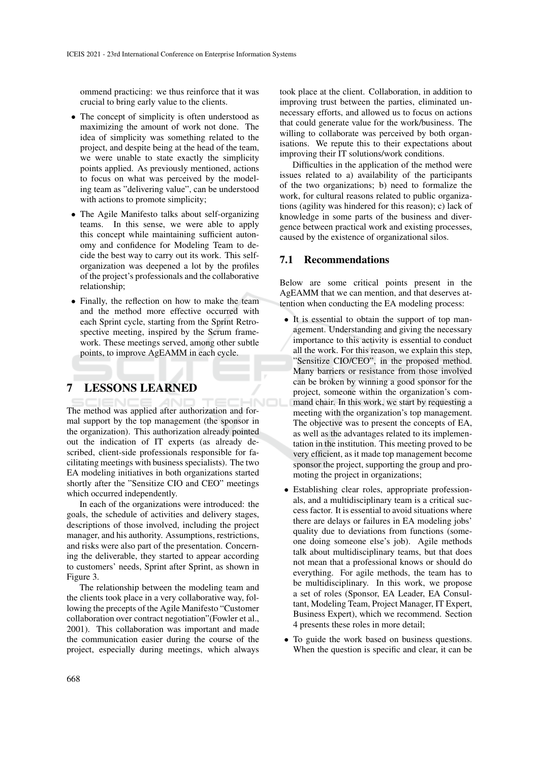ommend practicing: we thus reinforce that it was crucial to bring early value to the clients.

- The concept of simplicity is often understood as maximizing the amount of work not done. The idea of simplicity was something related to the project, and despite being at the head of the team, we were unable to state exactly the simplicity points applied. As previously mentioned, actions to focus on what was perceived by the modeling team as "delivering value", can be understood with actions to promote simplicity;
- The Agile Manifesto talks about self-organizing teams. In this sense, we were able to apply this concept while maintaining sufficient autonomy and confidence for Modeling Team to decide the best way to carry out its work. This self-organization was deepened a lot by the profiles of the project's professionals and the collaborative relationship;
- Finally, the reflection on how to make the team and the method more effective occurred with each Sprint cycle, starting from the Sprint Retrospective meeting, inspired by the Scrum framework. These meetings served, among other subtle points, to improve AgEAMM in each cycle.

# 7 LESSONS LEARNED

The method was applied after authorization and formal support by the top management (the sponsor in the organization). This authorization already pointed out the indication of IT experts (as already described, client-side professionals responsible for facilitating meetings with business specialists). The two EA modeling initiatives in both organizations started shortly after the "Sensitize CIO and CEO" meetings which occurred independently.

In each of the organizations were introduced: the goals, the schedule of activities and delivery stages, descriptions of those involved, including the project manager, and his authority. Assumptions, restrictions, and risks were also part of the presentation. Concerning the deliverable, they started to appear according to customers' needs, Sprint after Sprint, as shown in Figure 3.

The relationship between the modeling team and the clients took place in a very collaborative way, following the precepts of the Agile Manifesto "Customer collaboration over contract negotiation"(Fowler et al., 2001). This collaboration was important and made the communication easier during the course of the project, especially during meetings, which always took place at the client. Collaboration, in addition to improving trust between the parties, eliminated unnecessary efforts, and allowed us to focus on actions that could generate value for the work/business. The willing to collaborate was perceived by both organisations. We repute this to their expectations about improving their IT solutions/work conditions.

Difficulties in the application of the method were issues related to a) availability of the participants of the two organizations; b) need to formalize the work, for cultural reasons related to public organizations (agility was hindered for this reason); c) lack of knowledge in some parts of the business and divergence between practical work and existing processes, caused by the existence of organizational silos.

## 7.1 Recommendations

Below are some critical points present in the AgEAMM that we can mention, and that deserves attention when conducting the EA modeling process:

- It is essential to obtain the support of top management. Understanding and giving the necessary importance to this activity is essential to conduct all the work. For this reason, we explain this step, "Sensitize CIO/CEO", in the proposed method. Many barriers or resistance from those involved can be broken by winning a good sponsor for the project, someone within the organization's command chair. In this work, we start by requesting a meeting with the organization's top management. The objective was to present the concepts of EA, as well as the advantages related to its implementation in the institution. This meeting proved to be very efficient, as it made top management become sponsor the project, supporting the group and promoting the project in organizations;
- Establishing clear roles, appropriate professionals, and a multidisciplinary team is a critical success factor. It is essential to avoid situations where there are delays or failures in EA modeling jobs' quality due to deviations from functions (someone doing someone else's job). Agile methods talk about multidisciplinary teams, but that does not mean that a professional knows or should do everything. For agile methods, the team has to be multidisciplinary. In this work, we propose a set of roles (Sponsor, EA Leader, EA Consultant, Modeling Team, Project Manager, IT Expert, Business Expert), which we recommend. Section 4 presents these roles in more detail;
- To guide the work based on business questions. When the question is specific and clear, it can be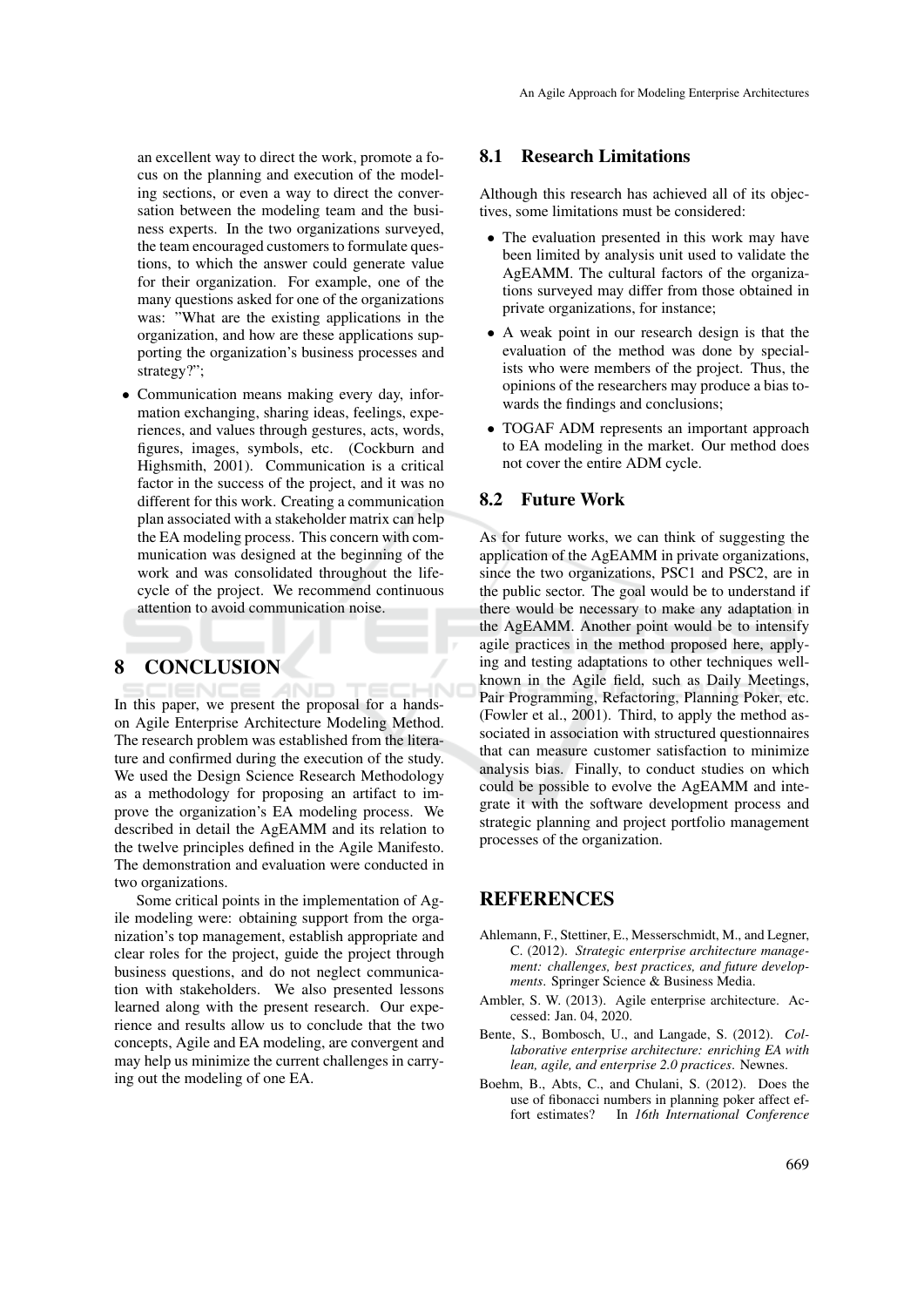an excellent way to direct the work, promote a focus on the planning and execution of the modeling sections, or even a way to direct the conversation between the modeling team and the business experts. In the two organizations surveyed, the team encouraged customers to formulate questions, to which the answer could generate value for their organization. For example, one of the many questions asked for one of the organizations was: "What are the existing applications in the organization, and how are these applications supporting the organization's business processes and strategy?";

- Communication means making every day, information exchanging, sharing ideas, feelings, experiences, and values through gestures, acts, words, figures, images, symbols, etc. (Cockburn and Highsmith, 2001). Communication is a critical factor in the success of the project, and it was no different for this work. Creating a communication plan associated with a stakeholder matrix can help the EA modeling process. This concern with communication was designed at the beginning of the work and was consolidated throughout the lifecycle of the project. We recommend continuous attention to avoid communication noise.

# 8 CONCLUSION

In this paper, we present the proposal for a hands-on Agile Enterprise Architecture Modeling Method. The research problem was established from the literature and confirmed during the execution of the study. We used the Design Science Research Methodology as a methodology for proposing an artifact to improve the organization's EA modeling process. We described in detail the AgEAMM and its relation to the twelve principles defined in the Agile Manifesto. The demonstration and evaluation were conducted in two organizations.

Some critical points in the implementation of Agile modeling were: obtaining support from the organization's top management, establish appropriate and clear roles for the project, guide the project through business questions, and do not neglect communication with stakeholders. We also presented lessons learned along with the present research. Our experience and results allow us to conclude that the two concepts, Agile and EA modeling, are convergent and may help us minimize the current challenges in carrying out the modeling of one EA.

## 8.1 Research Limitations

Although this research has achieved all of its objectives, some limitations must be considered:

- The evaluation presented in this work may have been limited by analysis unit used to validate the AgEAMM. The cultural factors of the organizations surveyed may differ from those obtained in private organizations, for instance;
- A weak point in our research design is that the evaluation of the method was done by specialists who were members of the project. Thus, the opinions of the researchers may produce a bias towards the findings and conclusions;
- TOGAF ADM represents an important approach to EA modeling in the market. Our method does not cover the entire ADM cycle.

## 8.2 Future Work

As for future works, we can think of suggesting the application of the AgEAMM in private organizations, since the two organizations, PSC1 and PSC2, are in the public sector. The goal would be to understand if there would be necessary to make any adaptation in the AgEAMM. Another point would be to intensify agile practices in the method proposed here, applying and testing adaptations to other techniques well-known in the Agile field, such as Daily Meetings, Pair Programming, Refactoring, Planning Poker, etc. (Fowler et al., 2001). Third, to apply the method associated in association with structured questionnaires that can measure customer satisfaction to minimize analysis bias. Finally, to conduct studies on which could be possible to evolve the AgEAMM and integrate it with the software development process and strategic planning and project portfolio management processes of the organization.

# REFERENCES

Ahlemann, F., Stettiner, E., Messerschmidt, M., and Legner, C. (2012). *Strategic enterprise architecture management: challenges, best practices, and future developments*. Springer Science & Business Media.

Ambler, S. W. (2013). Agile enterprise architecture. Accessed: Jan. 04, 2020.

Bente, S., Bombosch, U., and Langade, S. (2012). *Collaborative enterprise architecture: enriching EA with lean, agile, and enterprise 2.0 practices*. Newnes.

Boehm, B., Abts, C., and Chulani, S. (2012). Does the use of fibonacci numbers in planning poker affect effort estimates? In *16th International Conference*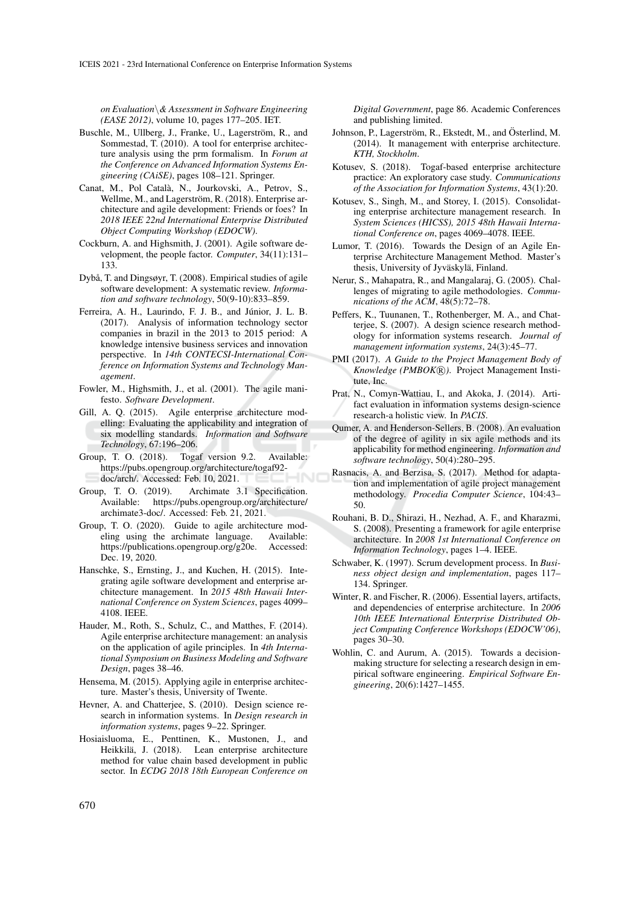*on Evaluation\& Assessment in Software Engineering (EASE 2012)*, volume 10, pages 177–205. IET.

Buschle, M., Ullberg, J., Franke, U., Lagerström, R., and Sommestad, T. (2010). A tool for enterprise architecture analysis using the prm formalism. In *Forum at the Conference on Advanced Information Systems Engineering (CAiSE)*, pages 108–121. Springer.

Canat, M., Pol Català, N., Jourkovski, A., Petrov, S., Wellme, M., and Lagerström, R. (2018). Enterprise architecture and agile development: Friends or foes? In *2018 IEEE 22nd International Enterprise Distributed Object Computing Workshop (EDOCW)*.

Cockburn, A. and Highsmith, J. (2001). Agile software development, the people factor. *Computer*, 34(11):131–133.

Dybå, T. and Dingsøyr, T. (2008). Empirical studies of agile software development: A systematic review. *Information and software technology*, 50(9-10):833–859.

Ferreira, A. H., Laurindo, F. J. B., and Júnior, J. L. B. (2017). Analysis of information technology sector companies in brazil in the 2013 to 2015 period: A knowledge intensive business services and innovation perspective. In *14th CONTECSI-International Conference on Information Systems and Technology Management*.

Fowler, M., Highsmith, J., et al. (2001). The agile manifesto. *Software Development*.

Gill, A. Q. (2015). Agile enterprise architecture modelling: Evaluating the applicability and integration of six modelling standards. *Information and Software Technology*, 67:196–206.

Group, T. O. (2018). Togaf version 9.2. Available: https://pubs.opengroup.org/architecture/togaf92-doc/arch/. Accessed: Feb. 10, 2021.

Group, T. O. (2019). Archimate 3.1 Specification. Available: https://pubs.opengroup.org/architecture/archimate3-doc/. Accessed: Feb. 21, 2021.

Group, T. O. (2020). Guide to agile architecture modeling using the archimate language. Available: https://publications.opengroup.org/g20e. Accessed: Dec. 19, 2020.

Hanschke, S., Ernsting, J., and Kuchen, H. (2015). Integrating agile software development and enterprise architecture management. In *2015 48th Hawaii International Conference on System Sciences*, pages 4099–4108. IEEE.

Hauder, M., Roth, S., Schulz, C., and Matthes, F. (2014). Agile enterprise architecture management: an analysis on the application of agile principles. In *4th International Symposium on Business Modeling and Software Design*, pages 38–46.

Hensema, M. (2015). Applying agile in enterprise architecture. Master's thesis, University of Twente.

Hevner, A. and Chatterjee, S. (2010). Design science research in information systems. In *Design research in information systems*, pages 9–22. Springer.

Hosiaisluoma, E., Penttinen, K., Mustonen, J., and Heikkilä, J. (2018). Lean enterprise architecture method for value chain based development in public sector. In *ECDG 2018 18th European Conference on Digital Government*, page 86. Academic Conferences and publishing limited.

Johnson, P., Lagerström, R., Ekstedt, M., and Österlind, M. (2014). It management with enterprise architecture. *KTH, Stockholm*.

Kotusev, S. (2018). Togaf-based enterprise architecture practice: An exploratory case study. *Communications of the Association for Information Systems*, 43(1):20.

Kotusev, S., Singh, M., and Storey, I. (2015). Consolidating enterprise architecture management research. In *System Sciences (HICSS), 2015 48th Hawaii International Conference on*, pages 4069–4078. IEEE.

Lumor, T. (2016). Towards the Design of an Agile Enterprise Architecture Management Method. Master's thesis, University of Jyväskylä, Finland.

Nerur, S., Mahapatra, R., and Mangalaraj, G. (2005). Challenges of migrating to agile methodologies. *Communications of the ACM*, 48(5):72–78.

Peffers, K., Tuunanen, T., Rothenberger, M. A., and Chatterjee, S. (2007). A design science research methodology for information systems research. *Journal of management information systems*, 24(3):45–77.

PMI (2017). *A Guide to the Project Management Body of Knowledge (PMBOK®)*. Project Management Institute, Inc.

Prat, N., Comyn-Wattiau, I., and Akoka, J. (2014). Artifact evaluation in information systems design-science research-a holistic view. In *PACIS*.

Qumer, A. and Henderson-Sellers, B. (2008). An evaluation of the degree of agility in six agile methods and its applicability for method engineering. *Information and software technology*, 50(4):280–295.

Rasnacis, A. and Berzisa, S. (2017). Method for adaptation and implementation of agile project management methodology. *Procedia Computer Science*, 104:43–50.

Rouhani, B. D., Shirazi, H., Nezhad, A. F., and Kharazmi, S. (2008). Presenting a framework for agile enterprise architecture. In *2008 1st International Conference on Information Technology*, pages 1–4. IEEE.

Schwaber, K. (1997). Scrum development process. In *Business object design and implementation*, pages 117–134. Springer.

Winter, R. and Fischer, R. (2006). Essential layers, artifacts, and dependencies of enterprise architecture. In *2006 10th IEEE International Enterprise Distributed Object Computing Conference Workshops (EDOCW'06)*, pages 30–30.

Wohlin, C. and Aurum, A. (2015). Towards a decision-making structure for selecting a research design in empirical software engineering. *Empirical Software Engineering*, 20(6):1427–1455.